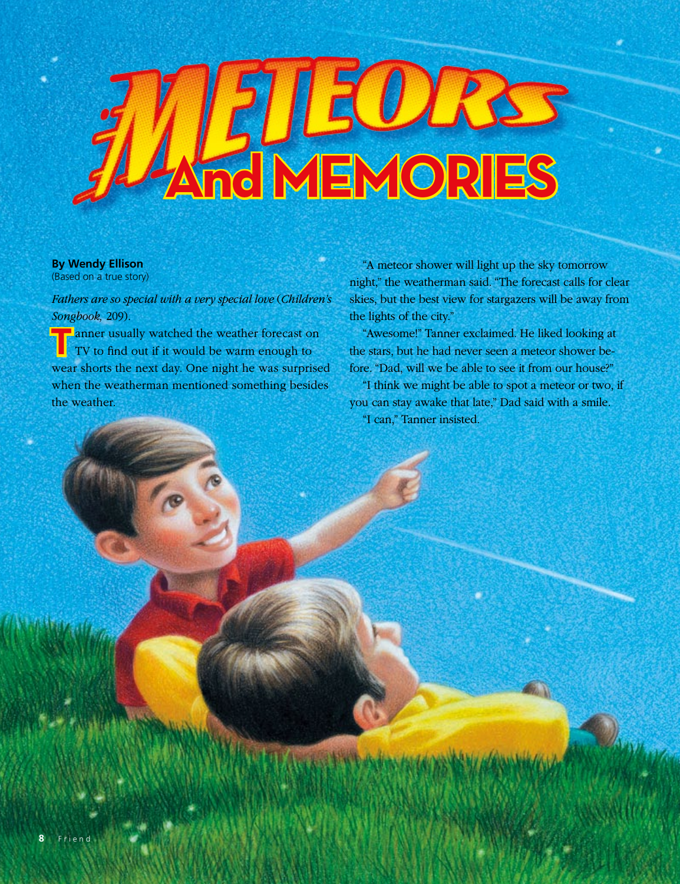# Meteors And Memories

**By Wendy Ellison**
(Based on a true story)

*Fathers are so special with a very special love* (*Children's Songbook,* 209).

Tanner usually watched the weather forecast on TV to find out if it would be warm enough to wear shorts the next day. One night he was surprised when the weatherman mentioned something besides the weather.

"A meteor shower will light up the sky tomorrow night," the weatherman said. "The forecast calls for clear skies, but the best view for stargazers will be away from the lights of the city."

"Awesome!" Tanner exclaimed. He liked looking at the stars, but he had never seen a meteor shower before. "Dad, will we be able to see it from our house?"

"I think we might be able to spot a meteor or two, if you can stay awake that late," Dad said with a smile.

"I can," Tanner insisted.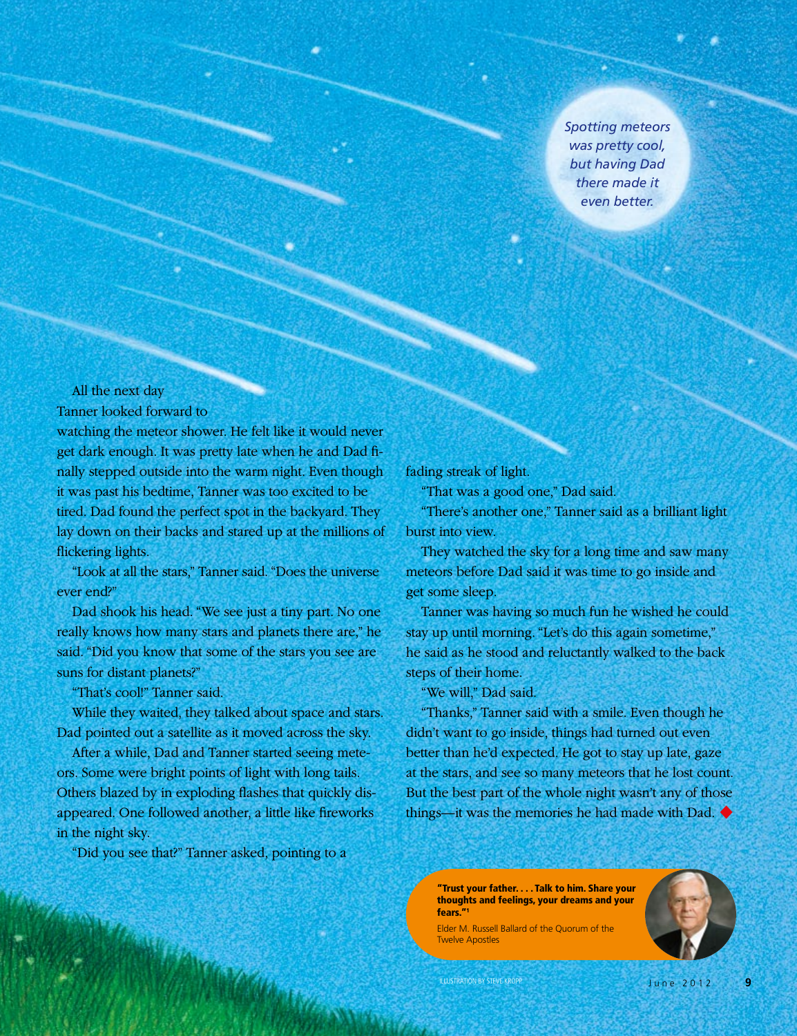*Spotting meteors was pretty cool, but having Dad there made it even better.*

All the next day Tanner looked forward to watching the meteor shower. He felt like it would never get dark enough. It was pretty late when he and Dad finally stepped outside into the warm night. Even though it was past his bedtime, Tanner was too excited to be tired. Dad found the perfect spot in the backyard. They lay down on their backs and stared up at the millions of flickering lights.

"Look at all the stars," Tanner said. "Does the universe ever end?"

Dad shook his head. "We see just a tiny part. No one really knows how many stars and planets there are," he said. "Did you know that some of the stars you see are suns for distant planets?"

"That's cool!" Tanner said.

While they waited, they talked about space and stars. Dad pointed out a satellite as it moved across the sky.

After a while, Dad and Tanner started seeing meteors. Some were bright points of light with long tails. Others blazed by in exploding flashes that quickly disappeared. One followed another, a little like fireworks in the night sky.

"Did you see that?" Tanner asked, pointing to a fading streak of light.

"That was a good one," Dad said.

"There's another one," Tanner said as a brilliant light burst into view.

They watched the sky for a long time and saw many meteors before Dad said it was time to go inside and get some sleep.

Tanner was having so much fun he wished he could stay up until morning. "Let's do this again sometime," he said as he stood and reluctantly walked to the back steps of their home.

"We will," Dad said.

"Thanks," Tanner said with a smile. Even though he didn't want to go inside, things had turned out even better than he'd expected. He got to stay up late, gaze at the stars, and see so many meteors that he lost count. But the best part of the whole night wasn't any of those things—it was the memories he had made with Dad. ◆

**"Trust your father. . . . Talk to him. Share your thoughts and feelings, your dreams and your fears."[1]**

Elder M. Russell Ballard of the Quorum of the Twelve Apostles

ILLUSTRATION BY STEVE KROPP